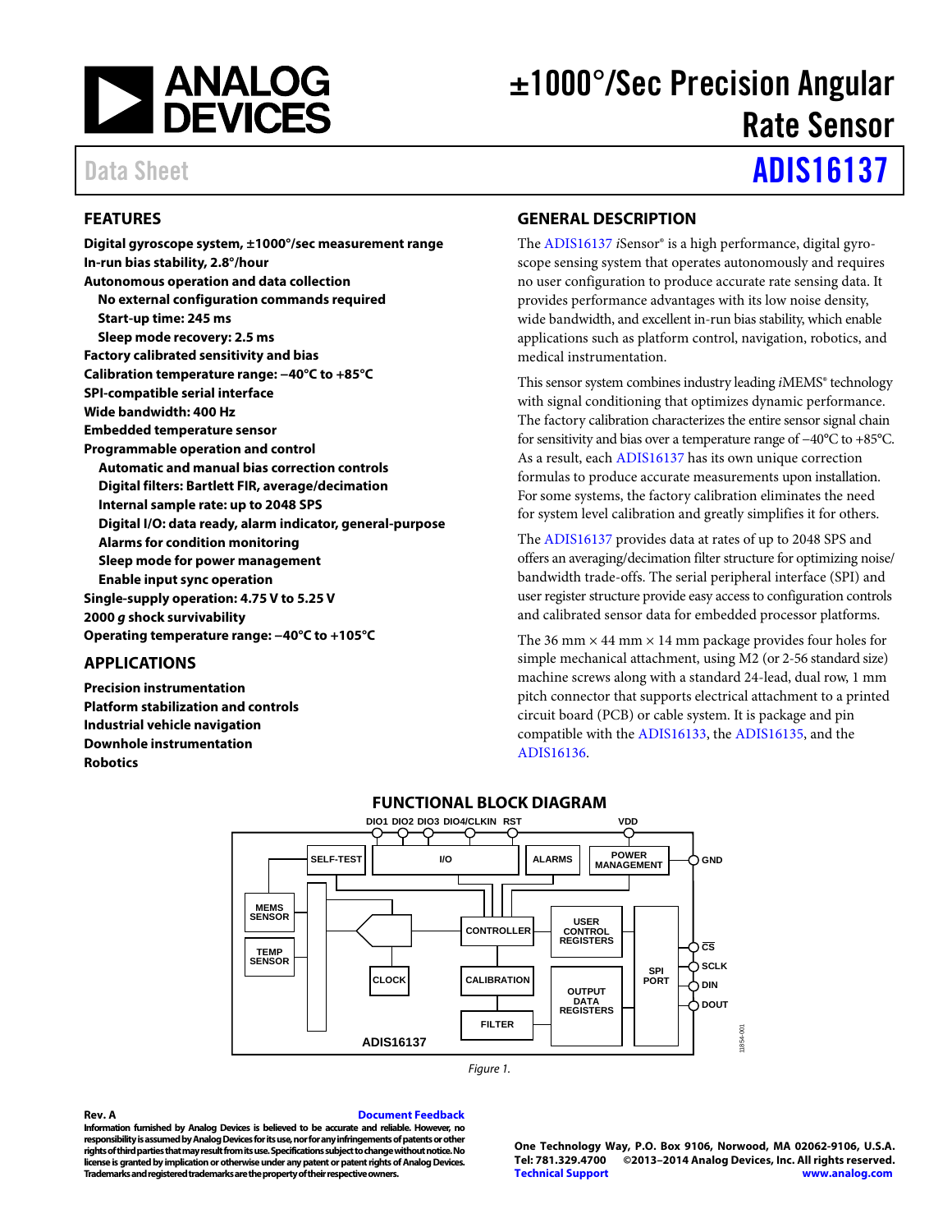# ±1000°/Sec Precision Angular Rate Sensor

Data Sheet **ADIS16137**

## FEATURES

**Digital gyroscope system, ±1000°/sec measurement range**
**In-run bias stability, 2.8°/hour**
**Autonomous operation and data collection**
- **No external configuration commands required**
- **Start-up time: 245 ms**
- **Sleep mode recovery: 2.5 ms**

**Factory calibrated sensitivity and bias**
**Calibration temperature range: −40°C to +85°C**
**SPI-compatible serial interface**
**Wide bandwidth: 400 Hz**
**Embedded temperature sensor**
**Programmable operation and control**
- **Automatic and manual bias correction controls**
- **Digital filters: Bartlett FIR, average/decimation**
- **Internal sample rate: up to 2048 SPS**
- **Digital I/O: data ready, alarm indicator, general-purpose**
- **Alarms for condition monitoring**
- **Sleep mode for power management**
- **Enable input sync operation**

**Single-supply operation: 4.75 V to 5.25 V**
**2000 *g* shock survivability**
**Operating temperature range: −40°C to +105°C**

## APPLICATIONS

**Precision instrumentation**
**Platform stabilization and controls**
**Industrial vehicle navigation**
**Downhole instrumentation**
**Robotics**

## GENERAL DESCRIPTION

The ADIS16137 *i*Sensor® is a high performance, digital gyroscope sensing system that operates autonomously and requires no user configuration to produce accurate rate sensing data. It provides performance advantages with its low noise density, wide bandwidth, and excellent in-run bias stability, which enable applications such as platform control, navigation, robotics, and medical instrumentation.

This sensor system combines industry leading *i*MEMS® technology with signal conditioning that optimizes dynamic performance. The factory calibration characterizes the entire sensor signal chain for sensitivity and bias over a temperature range of −40°C to +85°C. As a result, each ADIS16137 has its own unique correction formulas to produce accurate measurements upon installation. For some systems, the factory calibration eliminates the need for system level calibration and greatly simplifies it for others.

The ADIS16137 provides data at rates of up to 2048 SPS and offers an averaging/decimation filter structure for optimizing noise/bandwidth trade-offs. The serial peripheral interface (SPI) and user register structure provide easy access to configuration controls and calibrated sensor data for embedded processor platforms.

The 36 mm × 44 mm × 14 mm package provides four holes for simple mechanical attachment, using M2 (or 2-56 standard size) machine screws along with a standard 24-lead, dual row, 1 mm pitch connector that supports electrical attachment to a printed circuit board (PCB) or cable system. It is package and pin compatible with the ADIS16133, the ADIS16135, and the ADIS16136.

## FUNCTIONAL BLOCK DIAGRAM

Figure 1.

**Rev. A** Document Feedback
**Information furnished by Analog Devices is believed to be accurate and reliable. However, no responsibility is assumed by Analog Devices for its use, nor for any infringements of patents or other rights of third parties that may result from its use. Specifications subject to change without notice. No license is granted by implication or otherwise under any patent or patent rights of Analog Devices. Trademarks and registered trademarks are the property of their respective owners.**

**One Technology Way, P.O. Box 9106, Norwood, MA 02062-9106, U.S.A.**
**Tel: 781.329.4700 ©2013–2014 Analog Devices, Inc. All rights reserved.**
**Technical Support www.analog.com**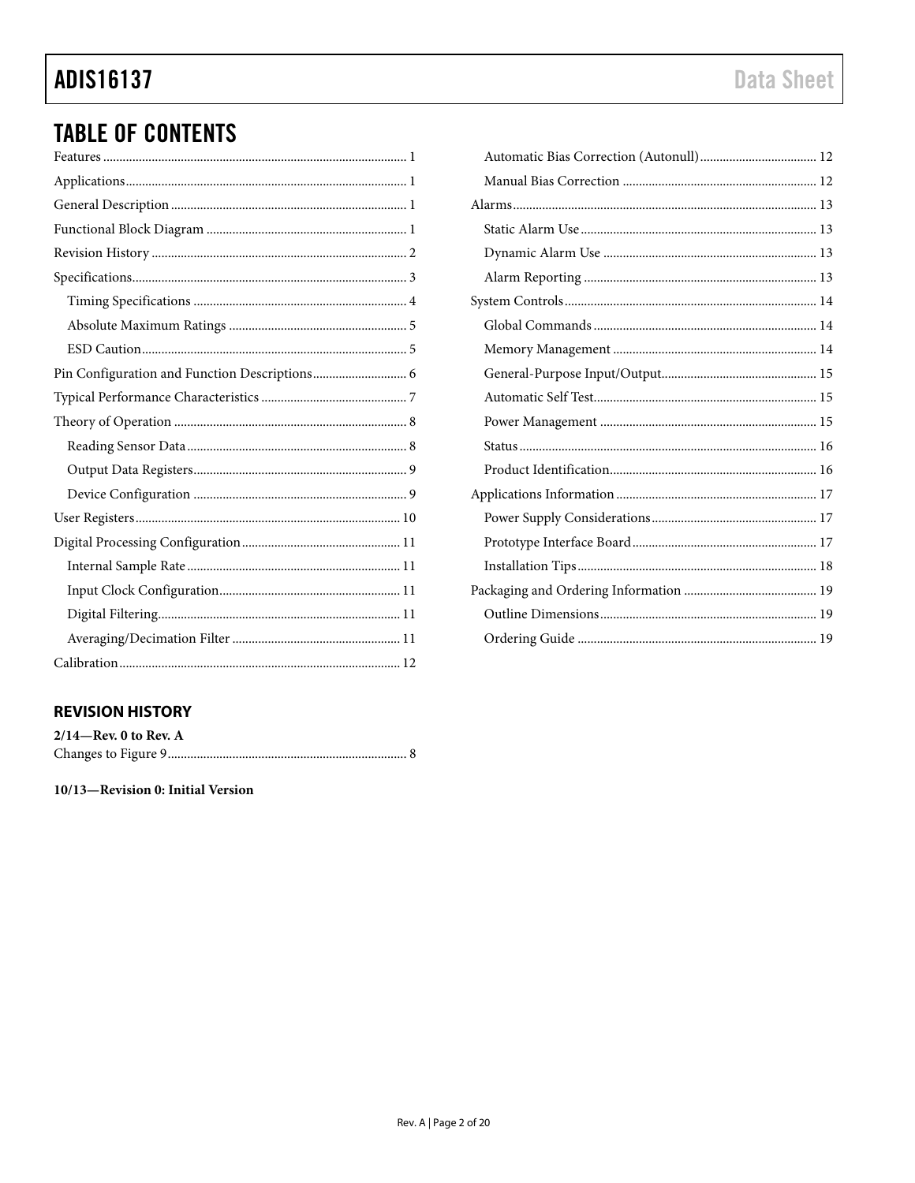## TABLE OF CONTENTS

Features ... 1
Applications ... 1
General Description ... 1
Functional Block Diagram ... 1
Revision History ... 2
Specifications ... 3
- Timing Specifications ... 4
- Absolute Maximum Ratings ... 5
- ESD Caution ... 5

Pin Configuration and Function Descriptions ... 6
Typical Performance Characteristics ... 7
Theory of Operation ... 8
- Reading Sensor Data ... 8
- Output Data Registers ... 9
- Device Configuration ... 9

User Registers ... 10
Digital Processing Configuration ... 11
- Internal Sample Rate ... 11
- Input Clock Configuration ... 11
- Digital Filtering ... 11
- Averaging/Decimation Filter ... 11

Calibration ... 12
- Automatic Bias Correction (Autonull) ... 12
- Manual Bias Correction ... 12

Alarms ... 13
- Static Alarm Use ... 13
- Dynamic Alarm Use ... 13
- Alarm Reporting ... 13

System Controls ... 14
- Global Commands ... 14
- Memory Management ... 14
- General-Purpose Input/Output ... 15
- Automatic Self Test ... 15
- Power Management ... 15
- Status ... 16
- Product Identification ... 16

Applications Information ... 17
- Power Supply Considerations ... 17
- Prototype Interface Board ... 17
- Installation Tips ... 18

Packaging and Ordering Information ... 19
- Outline Dimensions ... 19
- Ordering Guide ... 19

## REVISION HISTORY

**2/14—Rev. 0 to Rev. A**

Changes to Figure 9 ... 8

**10/13—Revision 0: Initial Version**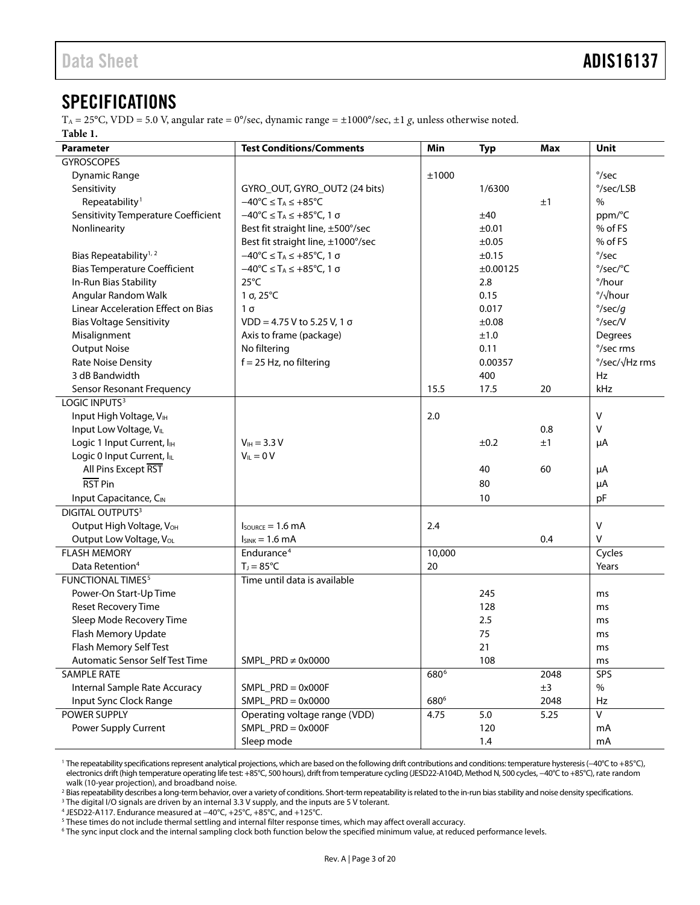## SPECIFICATIONS

$T_A$ = 25°C, VDD = 5.0 V, angular rate = 0°/sec, dynamic range = ±1000°/sec, ±1 *g*, unless otherwise noted.

**Table 1.**

| Parameter | Test Conditions/Comments | Min | Typ | Max | Unit |
|---|---|---|---|---|---|
| GYROSCOPES | | | | | |
| Dynamic Range | | ±1000 | | | °/sec |
| Sensitivity | GYRO_OUT, GYRO_OUT2 (24 bits) | | 1/6300 | | °/sec/LSB |
| Repeatability[1] | $-40°C \le T_A \le +85°C$ | | | ±1 | % |
| Sensitivity Temperature Coefficient | $-40°C \le T_A \le +85°C$, 1 σ | | ±40 | | ppm/°C |
| Nonlinearity | Best fit straight line, ±500°/sec | | ±0.01 | | % of FS |
| | Best fit straight line, ±1000°/sec | | ±0.05 | | % of FS |
| Bias Repeatability[1, 2] | $-40°C \le T_A \le +85°C$, 1 σ | | ±0.15 | | °/sec |
| Bias Temperature Coefficient | $-40°C \le T_A \le +85°C$, 1 σ | | ±0.00125 | | °/sec/°C |
| In-Run Bias Stability | 25°C | | 2.8 | | °/hour |
| Angular Random Walk | 1 σ, 25°C | | 0.15 | | °/√hour |
| Linear Acceleration Effect on Bias | 1 σ | | 0.017 | | °/sec/*g* |
| Bias Voltage Sensitivity | VDD = 4.75 V to 5.25 V, 1 σ | | ±0.08 | | °/sec/V |
| Misalignment | Axis to frame (package) | | ±1.0 | | Degrees |
| Output Noise | No filtering | | 0.11 | | °/sec rms |
| Rate Noise Density | f = 25 Hz, no filtering | | 0.00357 | | °/sec/√Hz rms |
| 3 dB Bandwidth | | | 400 | | Hz |
| Sensor Resonant Frequency | | 15.5 | 17.5 | 20 | kHz |
| LOGIC INPUTS[3] | | | | | |
| Input High Voltage, $V_{IH}$ | | 2.0 | | | V |
| Input Low Voltage, $V_{IL}$ | | | | 0.8 | V |
| Logic 1 Input Current, $I_{IH}$ | $V_{IH}$ = 3.3 V | | ±0.2 | ±1 | μA |
| Logic 0 Input Current, $I_{IL}$ | $V_{IL}$ = 0 V | | | | |
| All Pins Except $\overline{RST}$ | | | 40 | 60 | μA |
| $\overline{RST}$ Pin | | | 80 | | μA |
| Input Capacitance, $C_{IN}$ | | | 10 | | pF |
| DIGITAL OUTPUTS[3] | | | | | |
| Output High Voltage, $V_{OH}$ | $I_{SOURCE}$ = 1.6 mA | 2.4 | | | V |
| Output Low Voltage, $V_{OL}$ | $I_{SINK}$ = 1.6 mA | | | 0.4 | V |
| FLASH MEMORY | Endurance[4] | 10,000 | | | Cycles |
| Data Retention[4] | $T_J$ = 85°C | 20 | | | Years |
| FUNCTIONAL TIMES[5] | Time until data is available | | | | |
| Power-On Start-Up Time | | | 245 | | ms |
| Reset Recovery Time | | | 128 | | ms |
| Sleep Mode Recovery Time | | | 2.5 | | ms |
| Flash Memory Update | | | 75 | | ms |
| Flash Memory Self Test | | | 21 | | ms |
| Automatic Sensor Self Test Time | SMPL_PRD ≠ 0x0000 | | 108 | | ms |
| SAMPLE RATE | | 680[6] | | 2048 | SPS |
| Internal Sample Rate Accuracy | SMPL_PRD = 0x000F | | | ±3 | % |
| Input Sync Clock Range | SMPL_PRD = 0x0000 | 680[6] | | 2048 | Hz |
| POWER SUPPLY | Operating voltage range (VDD) | 4.75 | 5.0 | 5.25 | V |
| Power Supply Current | SMPL_PRD = 0x000F | | 120 | | mA |
| | Sleep mode | | 1.4 | | mA |

[1] The repeatability specifications represent analytical projections, which are based on the following drift contributions and conditions: temperature hysteresis (−40°C to +85°C), electronics drift (high temperature operating life test: +85°C, 500 hours), drift from temperature cycling (JESD22-A104D, Method N, 500 cycles, −40°C to +85°C), rate random walk (10-year projection), and broadband noise.

[2] Bias repeatability describes a long-term behavior, over a variety of conditions. Short-term repeatability is related to the in-run bias stability and noise density specifications.

[3] The digital I/O signals are driven by an internal 3.3 V supply, and the inputs are 5 V tolerant.

[4] JESD22-A117. Endurance measured at −40°C, +25°C, +85°C, and +125°C.

[5] These times do not include thermal settling and internal filter response times, which may affect overall accuracy.

[6] The sync input clock and the internal sampling clock both function below the specified minimum value, at reduced performance levels.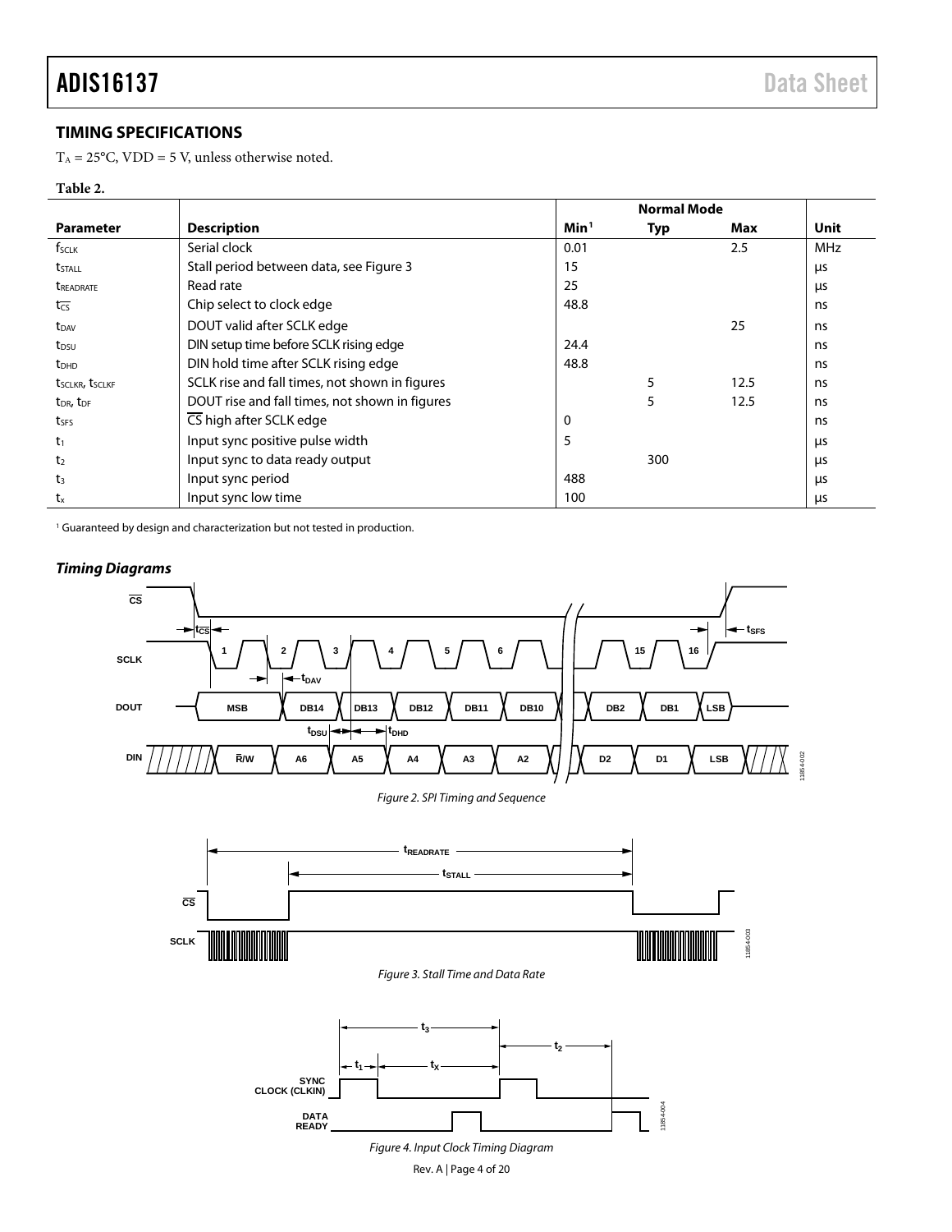## TIMING SPECIFICATIONS

$T_A$ = 25°C, VDD = 5 V, unless otherwise noted.

**Table 2.**

| | | Normal Mode | | | |
|---|---|---|---|---|---|
| **Parameter** | **Description** | **Min[1]** | **Typ** | **Max** | **Unit** |
| $f_{SCLK}$ | Serial clock | 0.01 | | 2.5 | MHz |
| $t_{STALL}$ | Stall period between data, see Figure 3 | 15 | | | µs |
| $t_{READRATE}$ | Read rate | 25 | | | µs |
| $t_{\overline{CS}}$ | Chip select to clock edge | 48.8 | | | ns |
| $t_{DAV}$ | DOUT valid after SCLK edge | | | 25 | ns |
| $t_{DSU}$ | DIN setup time before SCLK rising edge | 24.4 | | | ns |
| $t_{DHD}$ | DIN hold time after SCLK rising edge | 48.8 | | | ns |
| $t_{SCLKR}$, $t_{SCLKF}$ | SCLK rise and fall times, not shown in figures | | 5 | 12.5 | ns |
| $t_{DR}$, $t_{DF}$ | DOUT rise and fall times, not shown in figures | | 5 | 12.5 | ns |
| $t_{SFS}$ | $\overline{CS}$ high after SCLK edge | 0 | | | ns |
| $t_1$ | Input sync positive pulse width | 5 | | | µs |
| $t_2$ | Input sync to data ready output | | 300 | | µs |
| $t_3$ | Input sync period | 488 | | | µs |
| $t_x$ | Input sync low time | 100 | | | µs |

[1] Guaranteed by design and characterization but not tested in production.

### *Timing Diagrams*

Figure 2. SPI Timing and Sequence

Figure 3. Stall Time and Data Rate

Figure 4. Input Clock Timing Diagram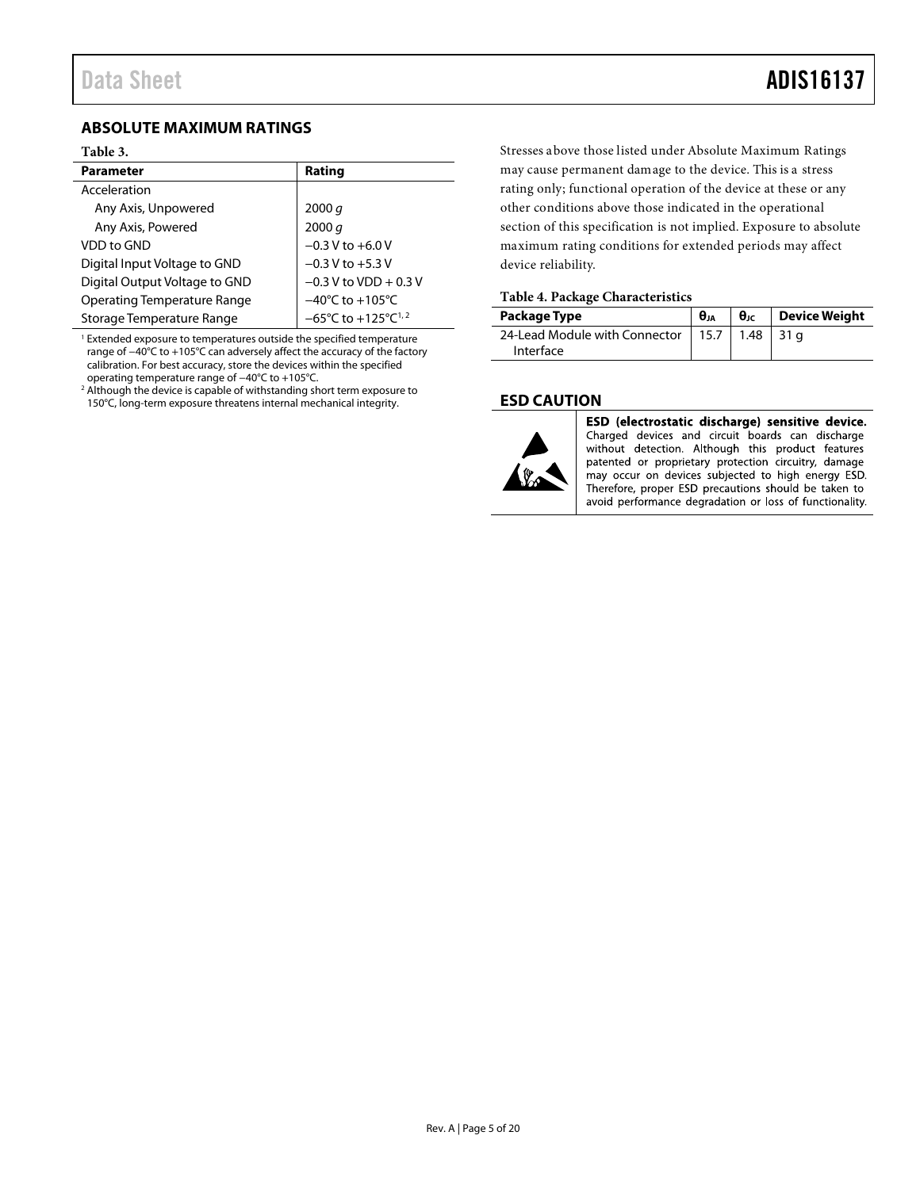## ABSOLUTE MAXIMUM RATINGS

**Table 3.**

| Parameter | Rating |
|---|---|
| Acceleration | |
| Any Axis, Unpowered | 2000 *g* |
| Any Axis, Powered | 2000 *g* |
| VDD to GND | −0.3 V to +6.0 V |
| Digital Input Voltage to GND | −0.3 V to +5.3 V |
| Digital Output Voltage to GND | −0.3 V to VDD + 0.3 V |
| Operating Temperature Range | −40°C to +105°C |
| Storage Temperature Range | −65°C to +125°C[1, 2] |

[1] Extended exposure to temperatures outside the specified temperature range of −40°C to +105°C can adversely affect the accuracy of the factory calibration. For best accuracy, store the devices within the specified operating temperature range of −40°C to +105°C.

[2] Although the device is capable of withstanding short term exposure to 150°C, long-term exposure threatens internal mechanical integrity.

Stresses above those listed under Absolute Maximum Ratings may cause permanent damage to the device. This is a stress rating only; functional operation of the device at these or any other conditions above those indicated in the operational section of this specification is not implied. Exposure to absolute maximum rating conditions for extended periods may affect device reliability.

**Table 4. Package Characteristics**

| Package Type | $\theta_{JA}$ | $\theta_{JC}$ | Device Weight |
|---|---|---|---|
| 24-Lead Module with Connector Interface | 15.7 | 1.48 | 31 g |

## ESD CAUTION

**ESD (electrostatic discharge) sensitive device.** Charged devices and circuit boards can discharge without detection. Although this product features patented or proprietary protection circuitry, damage may occur on devices subjected to high energy ESD. Therefore, proper ESD precautions should be taken to avoid performance degradation or loss of functionality.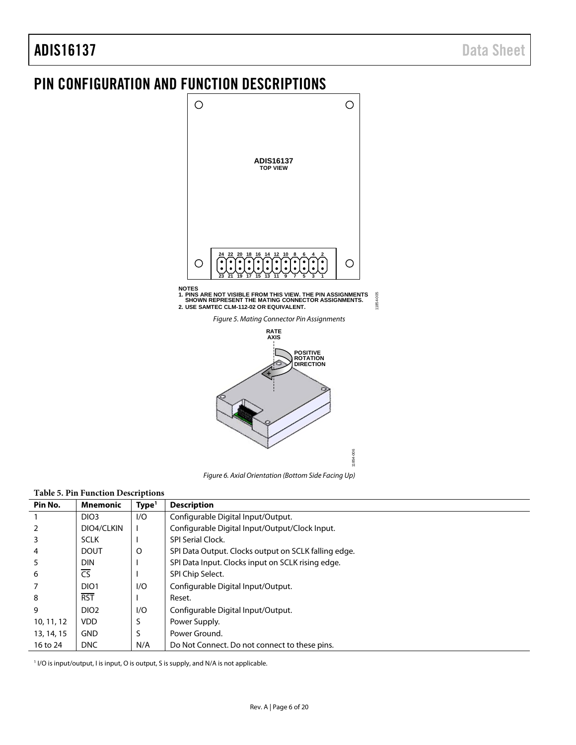# PIN CONFIGURATION AND FUNCTION DESCRIPTIONS

NOTES
1. PINS ARE NOT VISIBLE FROM THIS VIEW. THE PIN ASSIGNMENTS SHOWN REPRESENT THE MATING CONNECTOR ASSIGNMENTS.
2. USE SAMTEC CLM-112-02 OR EQUIVALENT.

*Figure 5. Mating Connector Pin Assignments*

*Figure 6. Axial Orientation (Bottom Side Facing Up)*

**Table 5. Pin Function Descriptions**

| Pin No. | Mnemonic | Type[1] | Description |
|---|---|---|---|
| 1 | DIO3 | I/O | Configurable Digital Input/Output. |
| 2 | DIO4/CLKIN | I | Configurable Digital Input/Output/Clock Input. |
| 3 | SCLK | I | SPI Serial Clock. |
| 4 | DOUT | O | SPI Data Output. Clocks output on SCLK falling edge. |
| 5 | DIN | I | SPI Data Input. Clocks input on SCLK rising edge. |
| 6 | $\overline{CS}$ | I | SPI Chip Select. |
| 7 | DIO1 | I/O | Configurable Digital Input/Output. |
| 8 | $\overline{RST}$ | I | Reset. |
| 9 | DIO2 | I/O | Configurable Digital Input/Output. |
| 10, 11, 12 | VDD | S | Power Supply. |
| 13, 14, 15 | GND | S | Power Ground. |
| 16 to 24 | DNC | N/A | Do Not Connect. Do not connect to these pins. |

[1] I/O is input/output, I is input, O is output, S is supply, and N/A is not applicable.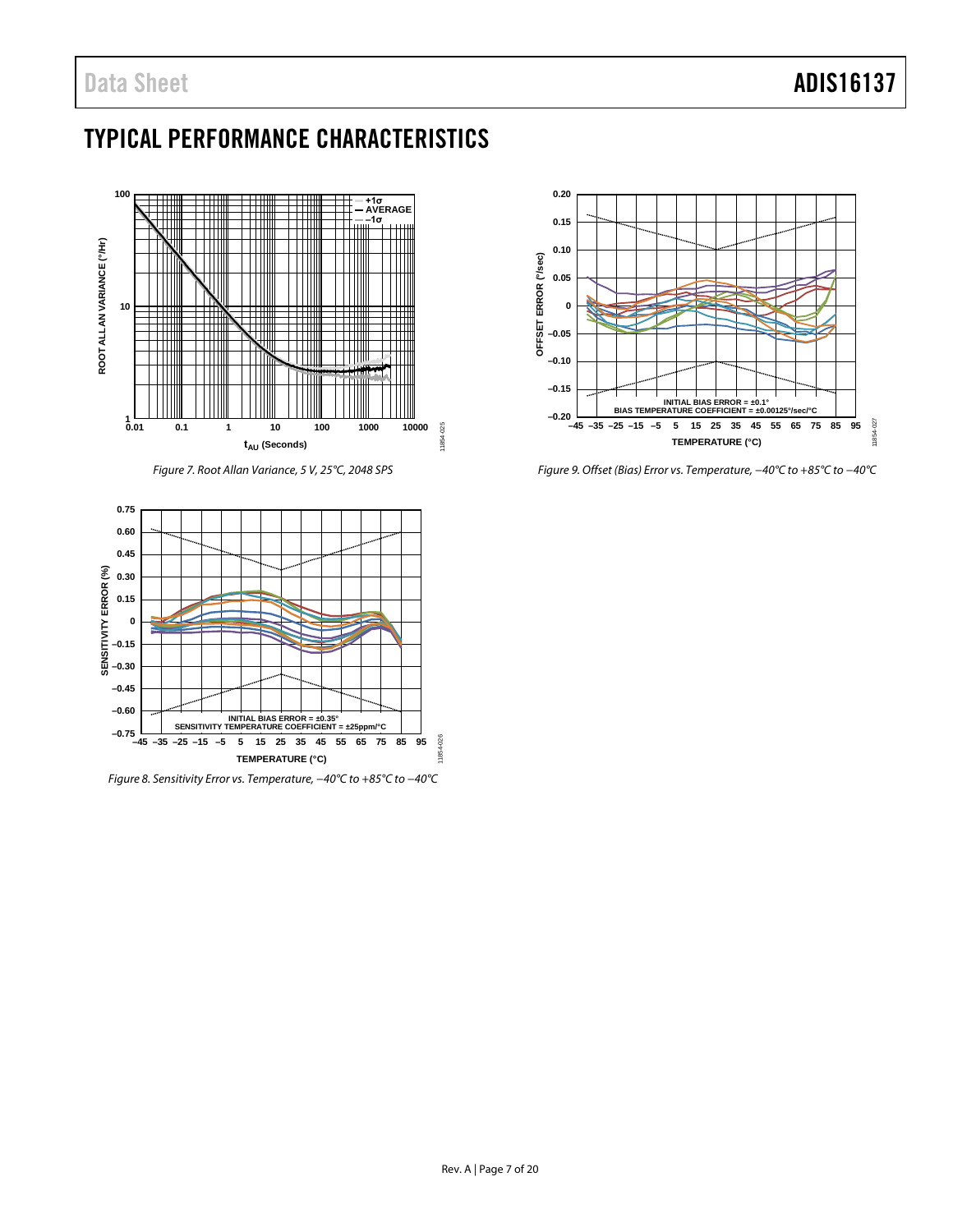## TYPICAL PERFORMANCE CHARACTERISTICS

Figure 7. Root Allan Variance, 5 V, 25°C, 2048 SPS

Figure 8. Sensitivity Error vs. Temperature, −40°C to +85°C to −40°C

Figure 9. Offset (Bias) Error vs. Temperature, −40°C to +85°C to −40°C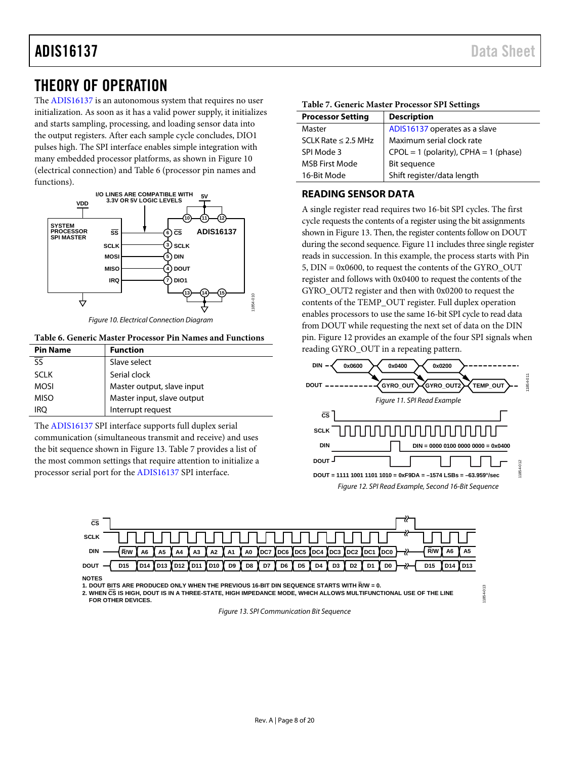# THEORY OF OPERATION

The ADIS16137 is an autonomous system that requires no user initialization. As soon as it has a valid power supply, it initializes and starts sampling, processing, and loading sensor data into the output registers. After each sample cycle concludes, DIO1 pulses high. The SPI interface enables simple integration with many embedded processor platforms, as shown in Figure 10 (electrical connection) and Table 6 (processor pin names and functions).

Figure 10. Electrical Connection Diagram

**Table 6. Generic Master Processor Pin Names and Functions**

| Pin Name | Function |
|---|---|
| SS | Slave select |
| SCLK | Serial clock |
| MOSI | Master output, slave input |
| MISO | Master input, slave output |
| IRQ | Interrupt request |

The ADIS16137 SPI interface supports full duplex serial communication (simultaneous transmit and receive) and uses the bit sequence shown in Figure 13. Table 7 provides a list of the most common settings that require attention to initialize a processor serial port for the ADIS16137 SPI interface.

**Table 7. Generic Master Processor SPI Settings**

| Processor Setting | Description |
|---|---|
| Master | ADIS16137 operates as a slave |
| SCLK Rate ≤ 2.5 MHz | Maximum serial clock rate |
| SPI Mode 3 | CPOL = 1 (polarity), CPHA = 1 (phase) |
| MSB First Mode | Bit sequence |
| 16-Bit Mode | Shift register/data length |

## READING SENSOR DATA

A single register read requires two 16-bit SPI cycles. The first cycle requests the contents of a register using the bit assignments shown in Figure 13. Then, the register contents follow on DOUT during the second sequence. Figure 11 includes three single register reads in succession. In this example, the process starts with Pin 5, DIN = 0x0600, to request the contents of the GYRO_OUT register and follows with 0x0400 to request the contents of the GYRO_OUT2 register and then with 0x0200 to request the contents of the TEMP_OUT register. Full duplex operation enables processors to use the same 16-bit SPI cycle to read data from DOUT while requesting the next set of data on the DIN pin. Figure 12 provides an example of the four SPI signals when reading GYRO_OUT in a repeating pattern.

Figure 11. SPI Read Example

DIN = 0000 0100 0000 0000 = 0x0400

DOUT = 1111 1001 1101 1010 = 0xF9DA = −1574 LSBs = −63.959°/sec

Figure 12. SPI Read Example, Second 16-Bit Sequence

NOTES
1. DOUT BITS ARE PRODUCED ONLY WHEN THE PREVIOUS 16-BIT DIN SEQUENCE STARTS WITH R/W = 0.
2. WHEN CS IS HIGH, DOUT IS IN A THREE-STATE, HIGH IMPEDANCE MODE, WHICH ALLOWS MULTIFUNCTIONAL USE OF THE LINE FOR OTHER DEVICES.

Figure 13. SPI Communication Bit Sequence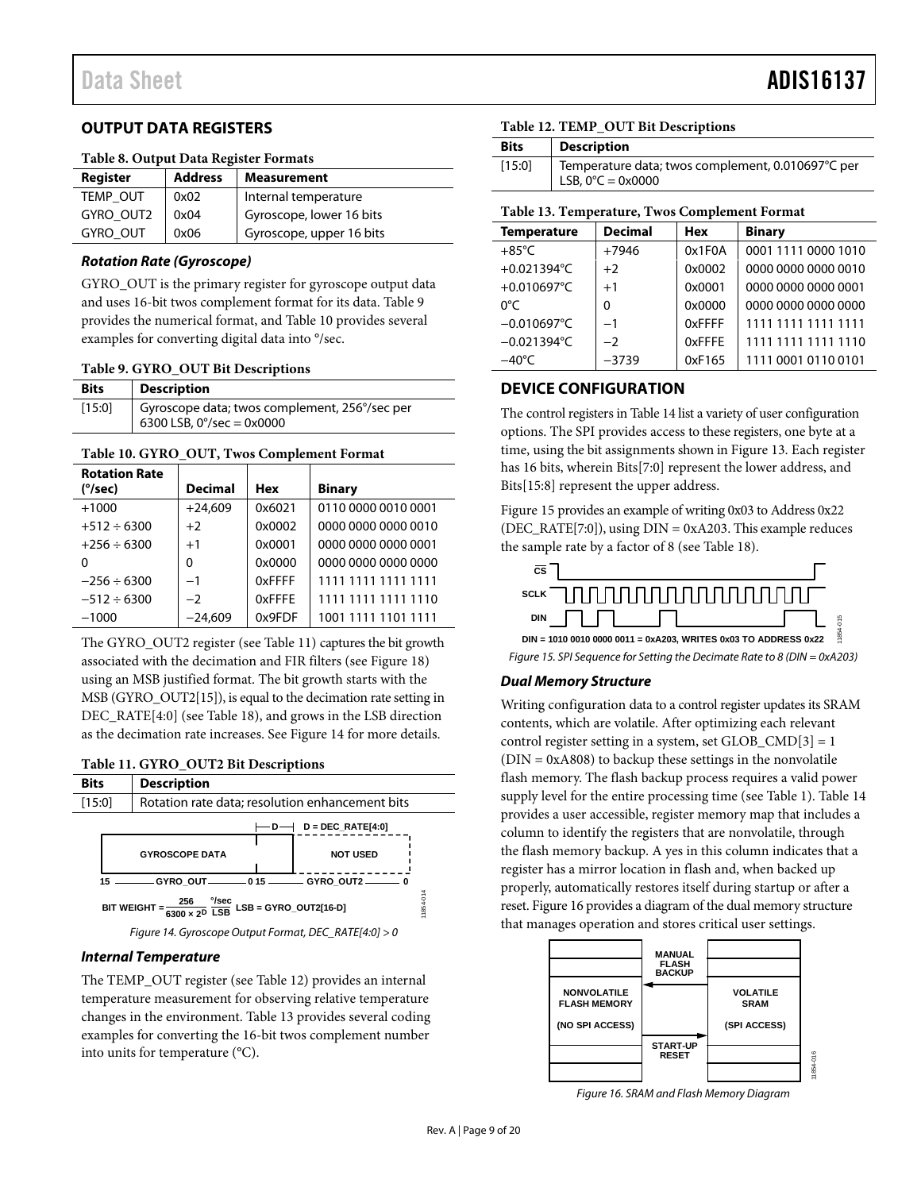## OUTPUT DATA REGISTERS

**Table 8. Output Data Register Formats**

| Register | Address | Measurement |
|---|---|---|
| TEMP_OUT | 0x02 | Internal temperature |
| GYRO_OUT2 | 0x04 | Gyroscope, lower 16 bits |
| GYRO_OUT | 0x06 | Gyroscope, upper 16 bits |

### *Rotation Rate (Gyroscope)*

GYRO_OUT is the primary register for gyroscope output data and uses 16-bit twos complement format for its data. Table 9 provides the numerical format, and Table 10 provides several examples for converting digital data into °/sec.

**Table 9. GYRO_OUT Bit Descriptions**

| Bits | Description |
|---|---|
| [15:0] | Gyroscope data; twos complement, 256°/sec per 6300 LSB, 0°/sec = 0x0000 |

**Table 10. GYRO_OUT, Twos Complement Format**

| Rotation Rate (°/sec) | Decimal | Hex | Binary |
|---|---|---|---|
| +1000 | +24,609 | 0x6021 | 0110 0000 0010 0001 |
| +512 ÷ 6300 | +2 | 0x0002 | 0000 0000 0000 0010 |
| +256 ÷ 6300 | +1 | 0x0001 | 0000 0000 0000 0001 |
| 0 | 0 | 0x0000 | 0000 0000 0000 0000 |
| −256 ÷ 6300 | −1 | 0xFFFF | 1111 1111 1111 1111 |
| −512 ÷ 6300 | −2 | 0xFFFE | 1111 1111 1111 1110 |
| −1000 | −24,609 | 0x9FDF | 1001 1111 1101 1111 |

The GYRO_OUT2 register (see Table 11) captures the bit growth associated with the decimation and FIR filters (see Figure 18) using an MSB justified format. The bit growth starts with the MSB (GYRO_OUT2[15]), is equal to the decimation rate setting in DEC_RATE[4:0] (see Table 18), and grows in the LSB direction as the decimation rate increases. See Figure 14 for more details.

**Table 11. GYRO_OUT2 Bit Descriptions**

| Bits | Description |
|---|---|
| [15:0] | Rotation rate data; resolution enhancement bits |

D = DEC_RATE[4:0]

GYROSCOPE DATA | NOT USED

15 — GYRO_OUT — 0 15 — GYRO_OUT2 — 0

BIT WEIGHT = $\frac{256}{6300 \times 2^D} \frac{°/sec}{LSB}$ LSB = GYRO_OUT2[16-D]

*Figure 14. Gyroscope Output Format, DEC_RATE[4:0] > 0*

### *Internal Temperature*

The TEMP_OUT register (see Table 12) provides an internal temperature measurement for observing relative temperature changes in the environment. Table 13 provides several coding examples for converting the 16-bit twos complement number into units for temperature (°C).

**Table 12. TEMP_OUT Bit Descriptions**

| Bits | Description |
|---|---|
| [15:0] | Temperature data; twos complement, 0.010697°C per LSB, 0°C = 0x0000 |

**Table 13. Temperature, Twos Complement Format**

| Temperature | Decimal | Hex | Binary |
|---|---|---|---|
| +85°C | +7946 | 0x1F0A | 0001 1111 0000 1010 |
| +0.021394°C | +2 | 0x0002 | 0000 0000 0000 0010 |
| +0.010697°C | +1 | 0x0001 | 0000 0000 0000 0001 |
| 0°C | 0 | 0x0000 | 0000 0000 0000 0000 |
| −0.010697°C | −1 | 0xFFFF | 1111 1111 1111 1111 |
| −0.021394°C | −2 | 0xFFFE | 1111 1111 1111 1110 |
| −40°C | −3739 | 0xF165 | 1111 0001 0110 0101 |

## DEVICE CONFIGURATION

The control registers in Table 14 list a variety of user configuration options. The SPI provides access to these registers, one byte at a time, using the bit assignments shown in Figure 13. Each register has 16 bits, wherein Bits[7:0] represent the lower address, and Bits[15:8] represent the upper address.

Figure 15 provides an example of writing 0x03 to Address 0x22 (DEC_RATE[7:0]), using DIN = 0xA203. This example reduces the sample rate by a factor of 8 (see Table 18).

DIN = 1010 0010 0000 0011 = 0xA203, WRITES 0x03 TO ADDRESS 0x22

*Figure 15. SPI Sequence for Setting the Decimate Rate to 8 (DIN = 0xA203)*

### *Dual Memory Structure*

Writing configuration data to a control register updates its SRAM contents, which are volatile. After optimizing each relevant control register setting in a system, set GLOB_CMD[3] = 1 (DIN = 0xA808) to backup these settings in the nonvolatile flash memory. The flash backup process requires a valid power supply level for the entire processing time (see Table 1). Table 14 provides a user accessible, register memory map that includes a column to identify the registers that are nonvolatile, through the flash memory backup. A yes in this column indicates that a register has a mirror location in flash and, when backed up properly, automatically restores itself during startup or after a reset. Figure 16 provides a diagram of the dual memory structure that manages operation and stores critical user settings.

NONVOLATILE FLASH MEMORY (NO SPI ACCESS) | MANUAL FLASH BACKUP | START-UP RESET | VOLATILE SRAM (SPI ACCESS)

*Figure 16. SRAM and Flash Memory Diagram*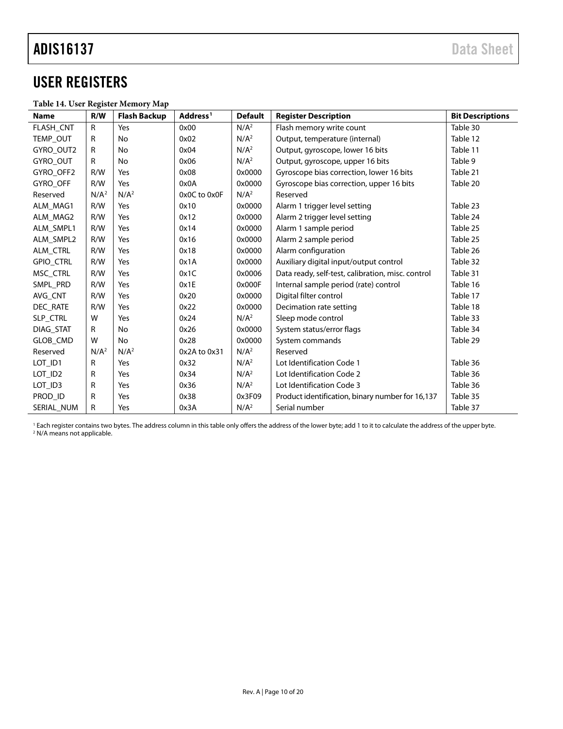## USER REGISTERS

**Table 14. User Register Memory Map**

| Name | R/W | Flash Backup | Address[1] | Default | Register Description | Bit Descriptions |
|---|---|---|---|---|---|---|
| FLASH_CNT | R | Yes | 0x00 | N/A[2] | Flash memory write count | Table 30 |
| TEMP_OUT | R | No | 0x02 | N/A[2] | Output, temperature (internal) | Table 12 |
| GYRO_OUT2 | R | No | 0x04 | N/A[2] | Output, gyroscope, lower 16 bits | Table 11 |
| GYRO_OUT | R | No | 0x06 | N/A[2] | Output, gyroscope, upper 16 bits | Table 9 |
| GYRO_OFF2 | R/W | Yes | 0x08 | 0x0000 | Gyroscope bias correction, lower 16 bits | Table 21 |
| GYRO_OFF | R/W | Yes | 0x0A | 0x0000 | Gyroscope bias correction, upper 16 bits | Table 20 |
| Reserved | N/A[2] | N/A[2] | 0x0C to 0x0F | N/A[2] | Reserved | |
| ALM_MAG1 | R/W | Yes | 0x10 | 0x0000 | Alarm 1 trigger level setting | Table 23 |
| ALM_MAG2 | R/W | Yes | 0x12 | 0x0000 | Alarm 2 trigger level setting | Table 24 |
| ALM_SMPL1 | R/W | Yes | 0x14 | 0x0000 | Alarm 1 sample period | Table 25 |
| ALM_SMPL2 | R/W | Yes | 0x16 | 0x0000 | Alarm 2 sample period | Table 25 |
| ALM_CTRL | R/W | Yes | 0x18 | 0x0000 | Alarm configuration | Table 26 |
| GPIO_CTRL | R/W | Yes | 0x1A | 0x0000 | Auxiliary digital input/output control | Table 32 |
| MSC_CTRL | R/W | Yes | 0x1C | 0x0006 | Data ready, self-test, calibration, misc. control | Table 31 |
| SMPL_PRD | R/W | Yes | 0x1E | 0x000F | Internal sample period (rate) control | Table 16 |
| AVG_CNT | R/W | Yes | 0x20 | 0x0000 | Digital filter control | Table 17 |
| DEC_RATE | R/W | Yes | 0x22 | 0x0000 | Decimation rate setting | Table 18 |
| SLP_CTRL | W | Yes | 0x24 | N/A[2] | Sleep mode control | Table 33 |
| DIAG_STAT | R | No | 0x26 | 0x0000 | System status/error flags | Table 34 |
| GLOB_CMD | W | No | 0x28 | 0x0000 | System commands | Table 29 |
| Reserved | N/A[2] | N/A[2] | 0x2A to 0x31 | N/A[2] | Reserved | |
| LOT_ID1 | R | Yes | 0x32 | N/A[2] | Lot Identification Code 1 | Table 36 |
| LOT_ID2 | R | Yes | 0x34 | N/A[2] | Lot Identification Code 2 | Table 36 |
| LOT_ID3 | R | Yes | 0x36 | N/A[2] | Lot Identification Code 3 | Table 36 |
| PROD_ID | R | Yes | 0x38 | 0x3F09 | Product identification, binary number for 16,137 | Table 35 |
| SERIAL_NUM | R | Yes | 0x3A | N/A[2] | Serial number | Table 37 |

[1] Each register contains two bytes. The address column in this table only offers the address of the lower byte; add 1 to it to calculate the address of the upper byte.
[2] N/A means not applicable.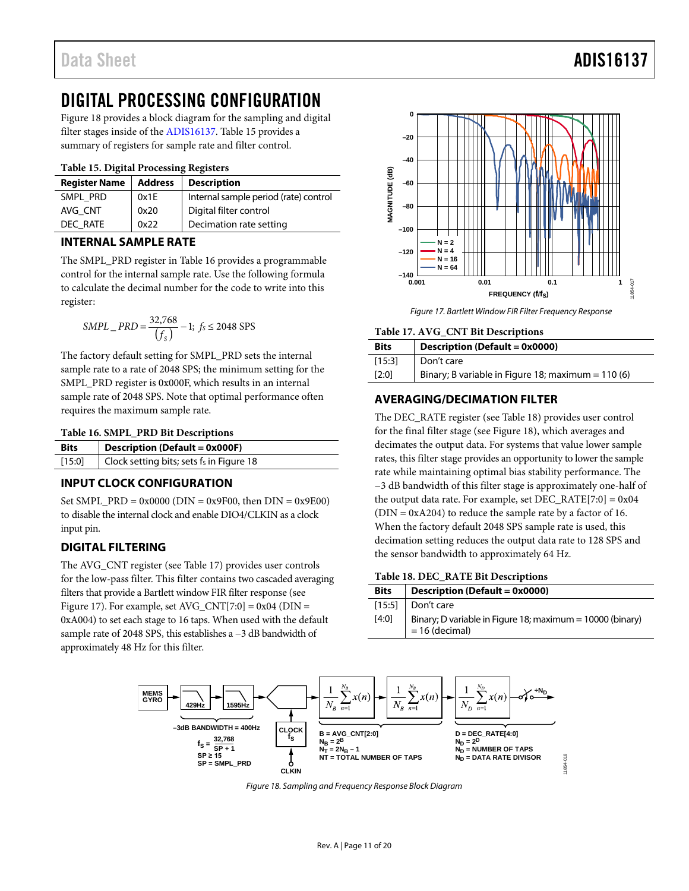# DIGITAL PROCESSING CONFIGURATION

Figure 18 provides a block diagram for the sampling and digital filter stages inside of the ADIS16137. Table 15 provides a summary of registers for sample rate and filter control.

**Table 15. Digital Processing Registers**

| Register Name | Address | Description |
|---|---|---|
| SMPL_PRD | 0x1E | Internal sample period (rate) control |
| AVG_CNT | 0x20 | Digital filter control |
| DEC_RATE | 0x22 | Decimation rate setting |

## INTERNAL SAMPLE RATE

The SMPL_PRD register in Table 16 provides a programmable control for the internal sample rate. Use the following formula to calculate the decimal number for the code to write into this register:

$$SMPL\_PRD = \frac{32{,}768}{(f_S)} - 1;\ f_S \leq 2048 \text{ SPS}$$

The factory default setting for SMPL_PRD sets the internal sample rate to a rate of 2048 SPS; the minimum setting for the SMPL_PRD register is 0x000F, which results in an internal sample rate of 2048 SPS. Note that optimal performance often requires the maximum sample rate.

**Table 16. SMPL_PRD Bit Descriptions**

| Bits | Description (Default = 0x000F) |
|---|---|
| [15:0] | Clock setting bits; sets $f_S$ in Figure 18 |

## INPUT CLOCK CONFIGURATION

Set SMPL_PRD = 0x0000 (DIN = 0x9F00, then DIN = 0x9E00) to disable the internal clock and enable DIO4/CLKIN as a clock input pin.

## DIGITAL FILTERING

The AVG_CNT register (see Table 17) provides user controls for the low-pass filter. This filter contains two cascaded averaging filters that provide a Bartlett window FIR filter response (see Figure 17). For example, set AVG_CNT[7:0] = 0x04 (DIN = 0xA004) to set each stage to 16 taps. When used with the default sample rate of 2048 SPS, this establishes a −3 dB bandwidth of approximately 48 Hz for this filter.

Figure 17. Bartlett Window FIR Filter Frequency Response

**Table 17. AVG_CNT Bit Descriptions**

| Bits | Description (Default = 0x0000) |
|---|---|
| [15:3] | Don't care |
| [2:0] | Binary; B variable in Figure 18; maximum = 110 (6) |

## AVERAGING/DECIMATION FILTER

The DEC_RATE register (see Table 18) provides user control for the final filter stage (see Figure 18), which averages and decimates the output data. For systems that value lower sample rates, this filter stage provides an opportunity to lower the sample rate while maintaining optimal bias stability performance. The −3 dB bandwidth of this filter stage is approximately one-half of the output data rate. For example, set DEC_RATE[7:0] = 0x04 (DIN = 0xA204) to reduce the sample rate by a factor of 16. When the factory default 2048 SPS sample rate is used, this decimation setting reduces the output data rate to 128 SPS and the sensor bandwidth to approximately 64 Hz.

**Table 18. DEC_RATE Bit Descriptions**

| Bits | Description (Default = 0x0000) |
|---|---|
| [15:5] | Don't care |
| [4:0] | Binary; D variable in Figure 18; maximum = 10000 (binary) = 16 (decimal) |

Figure 18. Sampling and Frequency Response Block Diagram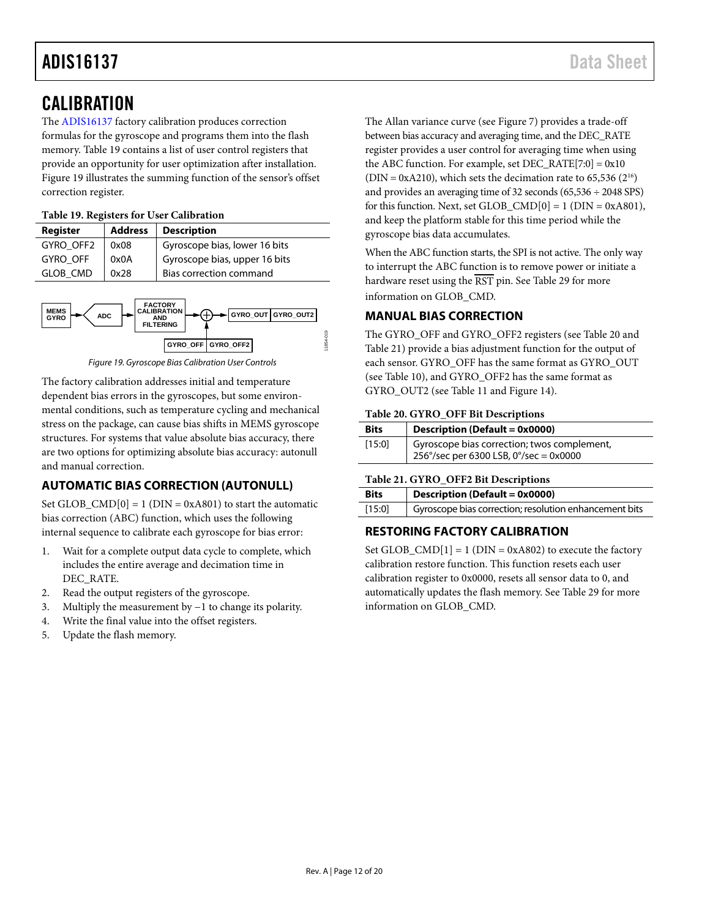# CALIBRATION

The ADIS16137 factory calibration produces correction formulas for the gyroscope and programs them into the flash memory. Table 19 contains a list of user control registers that provide an opportunity for user optimization after installation. Figure 19 illustrates the summing function of the sensor's offset correction register.

**Table 19. Registers for User Calibration**

| Register | Address | Description |
|---|---|---|
| GYRO_OFF2 | 0x08 | Gyroscope bias, lower 16 bits |
| GYRO_OFF | 0x0A | Gyroscope bias, upper 16 bits |
| GLOB_CMD | 0x28 | Bias correction command |

*Figure 19. Gyroscope Bias Calibration User Controls*

The factory calibration addresses initial and temperature dependent bias errors in the gyroscopes, but some environmental conditions, such as temperature cycling and mechanical stress on the package, can cause bias shifts in MEMS gyroscope structures. For systems that value absolute bias accuracy, there are two options for optimizing absolute bias accuracy: autonull and manual correction.

## AUTOMATIC BIAS CORRECTION (AUTONULL)

Set GLOB_CMD[0] = 1 (DIN = 0xA801) to start the automatic bias correction (ABC) function, which uses the following internal sequence to calibrate each gyroscope for bias error:

1. Wait for a complete output data cycle to complete, which includes the entire average and decimation time in DEC_RATE.
2. Read the output registers of the gyroscope.
3. Multiply the measurement by −1 to change its polarity.
4. Write the final value into the offset registers.
5. Update the flash memory.

The Allan variance curve (see Figure 7) provides a trade-off between bias accuracy and averaging time, and the DEC_RATE register provides a user control for averaging time when using the ABC function. For example, set DEC_RATE[7:0] = 0x10 (DIN = 0xA210), which sets the decimation rate to 65,536 ($2^{16}$) and provides an averaging time of 32 seconds (65,536 ÷ 2048 SPS) for this function. Next, set GLOB_CMD[0] = 1 (DIN = 0xA801), and keep the platform stable for this time period while the gyroscope bias data accumulates.

When the ABC function starts, the SPI is not active. The only way to interrupt the ABC function is to remove power or initiate a hardware reset using the $\overline{\text{RST}}$ pin. See Table 29 for more information on GLOB_CMD.

## MANUAL BIAS CORRECTION

The GYRO_OFF and GYRO_OFF2 registers (see Table 20 and Table 21) provide a bias adjustment function for the output of each sensor. GYRO_OFF has the same format as GYRO_OUT (see Table 10), and GYRO_OFF2 has the same format as GYRO_OUT2 (see Table 11 and Figure 14).

**Table 20. GYRO_OFF Bit Descriptions**

| Bits | Description (Default = 0x0000) |
|---|---|
| [15:0] | Gyroscope bias correction; twos complement, 256°/sec per 6300 LSB, 0°/sec = 0x0000 |

**Table 21. GYRO_OFF2 Bit Descriptions**

| Bits | Description (Default = 0x0000) |
|---|---|
| [15:0] | Gyroscope bias correction; resolution enhancement bits |

## RESTORING FACTORY CALIBRATION

Set GLOB_CMD[1] = 1 (DIN = 0xA802) to execute the factory calibration restore function. This function resets each user calibration register to 0x0000, resets all sensor data to 0, and automatically updates the flash memory. See Table 29 for more information on GLOB_CMD.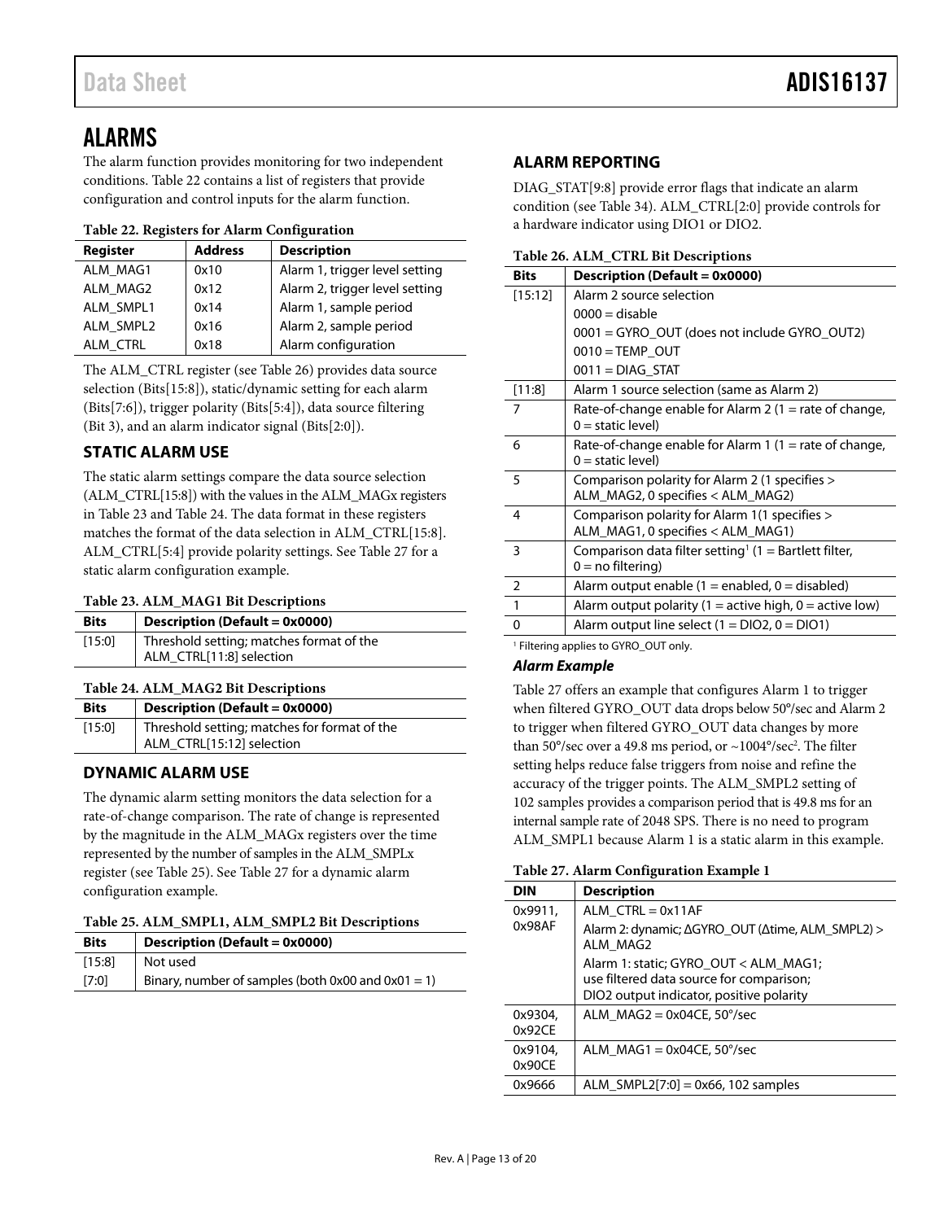# ALARMS

The alarm function provides monitoring for two independent conditions. Table 22 contains a list of registers that provide configuration and control inputs for the alarm function.

**Table 22. Registers for Alarm Configuration**

| Register | Address | Description |
|---|---|---|
| ALM_MAG1 | 0x10 | Alarm 1, trigger level setting |
| ALM_MAG2 | 0x12 | Alarm 2, trigger level setting |
| ALM_SMPL1 | 0x14 | Alarm 1, sample period |
| ALM_SMPL2 | 0x16 | Alarm 2, sample period |
| ALM_CTRL | 0x18 | Alarm configuration |

The ALM_CTRL register (see Table 26) provides data source selection (Bits[15:8]), static/dynamic setting for each alarm (Bits[7:6]), trigger polarity (Bits[5:4]), data source filtering (Bit 3), and an alarm indicator signal (Bits[2:0]).

## STATIC ALARM USE

The static alarm settings compare the data source selection (ALM_CTRL[15:8]) with the values in the ALM_MAGx registers in Table 23 and Table 24. The data format in these registers matches the format of the data selection in ALM_CTRL[15:8]. ALM_CTRL[5:4] provide polarity settings. See Table 27 for a static alarm configuration example.

**Table 23. ALM_MAG1 Bit Descriptions**

| Bits | Description (Default = 0x0000) |
|---|---|
| [15:0] | Threshold setting; matches format of the ALM_CTRL[11:8] selection |

**Table 24. ALM_MAG2 Bit Descriptions**

| Bits | Description (Default = 0x0000) |
|---|---|
| [15:0] | Threshold setting; matches for format of the ALM_CTRL[15:12] selection |

## DYNAMIC ALARM USE

The dynamic alarm setting monitors the data selection for a rate-of-change comparison. The rate of change is represented by the magnitude in the ALM_MAGx registers over the time represented by the number of samples in the ALM_SMPLx register (see Table 25). See Table 27 for a dynamic alarm configuration example.

**Table 25. ALM_SMPL1, ALM_SMPL2 Bit Descriptions**

| Bits | Description (Default = 0x0000) |
|---|---|
| [15:8] | Not used |
| [7:0] | Binary, number of samples (both 0x00 and 0x01 = 1) |

## ALARM REPORTING

DIAG_STAT[9:8] provide error flags that indicate an alarm condition (see Table 34). ALM_CTRL[2:0] provide controls for a hardware indicator using DIO1 or DIO2.

**Table 26. ALM_CTRL Bit Descriptions**

| Bits | Description (Default = 0x0000) |
|---|---|
| [15:12] | Alarm 2 source selection<br>0000 = disable<br>0001 = GYRO_OUT (does not include GYRO_OUT2)<br>0010 = TEMP_OUT<br>0011 = DIAG_STAT |
| [11:8] | Alarm 1 source selection (same as Alarm 2) |
| 7 | Rate-of-change enable for Alarm 2 (1 = rate of change, 0 = static level) |
| 6 | Rate-of-change enable for Alarm 1 (1 = rate of change, 0 = static level) |
| 5 | Comparison polarity for Alarm 2 (1 specifies > ALM_MAG2, 0 specifies < ALM_MAG2) |
| 4 | Comparison polarity for Alarm 1(1 specifies > ALM_MAG1, 0 specifies < ALM_MAG1) |
| 3 | Comparison data filter setting[1] (1 = Bartlett filter, 0 = no filtering) |
| 2 | Alarm output enable (1 = enabled, 0 = disabled) |
| 1 | Alarm output polarity (1 = active high, 0 = active low) |
| 0 | Alarm output line select (1 = DIO2, 0 = DIO1) |

[1] Filtering applies to GYRO_OUT only.

### *Alarm Example*

Table 27 offers an example that configures Alarm 1 to trigger when filtered GYRO_OUT data drops below 50°/sec and Alarm 2 to trigger when filtered GYRO_OUT data changes by more than 50°/sec over a 49.8 ms period, or ~1004°/sec². The filter setting helps reduce false triggers from noise and refine the accuracy of the trigger points. The ALM_SMPL2 setting of 102 samples provides a comparison period that is 49.8 ms for an internal sample rate of 2048 SPS. There is no need to program ALM_SMPL1 because Alarm 1 is a static alarm in this example.

**Table 27. Alarm Configuration Example 1**

| DIN | Description |
|---|---|
| 0x9911, 0x98AF | ALM_CTRL = 0x11AF<br>Alarm 2: dynamic; ΔGYRO_OUT (Δtime, ALM_SMPL2) > ALM_MAG2<br>Alarm 1: static; GYRO_OUT < ALM_MAG1; use filtered data source for comparison; DIO2 output indicator, positive polarity |
| 0x9304, 0x92CE | ALM_MAG2 = 0x04CE, 50°/sec |
| 0x9104, 0x90CE | ALM_MAG1 = 0x04CE, 50°/sec |
| 0x9666 | ALM_SMPL2[7:0] = 0x66, 102 samples |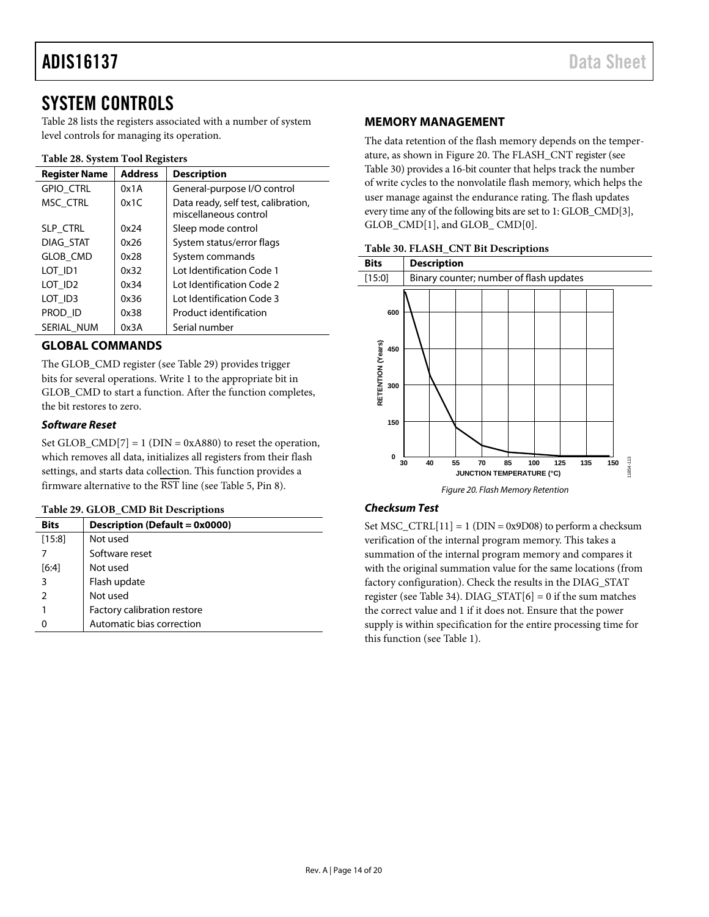# SYSTEM CONTROLS

Table 28 lists the registers associated with a number of system level controls for managing its operation.

**Table 28. System Tool Registers**

| Register Name | Address | Description |
|---|---|---|
| GPIO_CTRL | 0x1A | General-purpose I/O control |
| MSC_CTRL | 0x1C | Data ready, self test, calibration, miscellaneous control |
| SLP_CTRL | 0x24 | Sleep mode control |
| DIAG_STAT | 0x26 | System status/error flags |
| GLOB_CMD | 0x28 | System commands |
| LOT_ID1 | 0x32 | Lot Identification Code 1 |
| LOT_ID2 | 0x34 | Lot Identification Code 2 |
| LOT_ID3 | 0x36 | Lot Identification Code 3 |
| PROD_ID | 0x38 | Product identification |
| SERIAL_NUM | 0x3A | Serial number |

## GLOBAL COMMANDS

The GLOB_CMD register (see Table 29) provides trigger bits for several operations. Write 1 to the appropriate bit in GLOB_CMD to start a function. After the function completes, the bit restores to zero.

### *Software Reset*

Set GLOB_CMD[7] = 1 (DIN = 0xA880) to reset the operation, which removes all data, initializes all registers from their flash settings, and starts data collection. This function provides a firmware alternative to the $\overline{RST}$ line (see Table 5, Pin 8).

**Table 29. GLOB_CMD Bit Descriptions**

| Bits | Description (Default = 0x0000) |
|---|---|
| [15:8] | Not used |
| 7 | Software reset |
| [6:4] | Not used |
| 3 | Flash update |
| 2 | Not used |
| 1 | Factory calibration restore |
| 0 | Automatic bias correction |

## MEMORY MANAGEMENT

The data retention of the flash memory depends on the temperature, as shown in Figure 20. The FLASH_CNT register (see Table 30) provides a 16-bit counter that helps track the number of write cycles to the nonvolatile flash memory, which helps the user manage against the endurance rating. The flash updates every time any of the following bits are set to 1: GLOB_CMD[3], GLOB_CMD[1], and GLOB_ CMD[0].

**Table 30. FLASH_CNT Bit Descriptions**

| Bits | Description |
|---|---|
| [15:0] | Binary counter; number of flash updates |

Figure 20. Flash Memory Retention

### *Checksum Test*

Set MSC_CTRL[11] = 1 (DIN = 0x9D08) to perform a checksum verification of the internal program memory. This takes a summation of the internal program memory and compares it with the original summation value for the same locations (from factory configuration). Check the results in the DIAG_STAT register (see Table 34). DIAG_STAT[6] = 0 if the sum matches the correct value and 1 if it does not. Ensure that the power supply is within specification for the entire processing time for this function (see Table 1).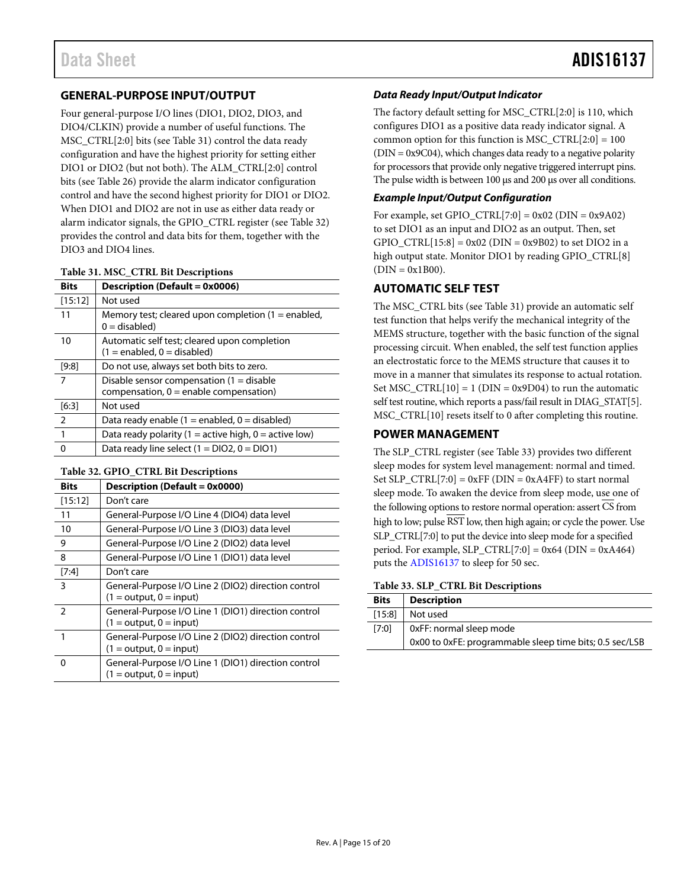## GENERAL-PURPOSE INPUT/OUTPUT

Four general-purpose I/O lines (DIO1, DIO2, DIO3, and DIO4/CLKIN) provide a number of useful functions. The MSC_CTRL[2:0] bits (see Table 31) control the data ready configuration and have the highest priority for setting either DIO1 or DIO2 (but not both). The ALM_CTRL[2:0] control bits (see Table 26) provide the alarm indicator configuration control and have the second highest priority for DIO1 or DIO2. When DIO1 and DIO2 are not in use as either data ready or alarm indicator signals, the GPIO_CTRL register (see Table 32) provides the control and data bits for them, together with the DIO3 and DIO4 lines.

**Table 31. MSC_CTRL Bit Descriptions**

| Bits | Description (Default = 0x0006) |
|---|---|
| [15:12] | Not used |
| 11 | Memory test; cleared upon completion (1 = enabled, 0 = disabled) |
| 10 | Automatic self test; cleared upon completion (1 = enabled, 0 = disabled) |
| [9:8] | Do not use, always set both bits to zero. |
| 7 | Disable sensor compensation (1 = disable compensation, 0 = enable compensation) |
| [6:3] | Not used |
| 2 | Data ready enable (1 = enabled, 0 = disabled) |
| 1 | Data ready polarity (1 = active high, 0 = active low) |
| 0 | Data ready line select (1 = DIO2, 0 = DIO1) |

**Table 32. GPIO_CTRL Bit Descriptions**

| Bits | Description (Default = 0x0000) |
|---|---|
| [15:12] | Don't care |
| 11 | General-Purpose I/O Line 4 (DIO4) data level |
| 10 | General-Purpose I/O Line 3 (DIO3) data level |
| 9 | General-Purpose I/O Line 2 (DIO2) data level |
| 8 | General-Purpose I/O Line 1 (DIO1) data level |
| [7:4] | Don't care |
| 3 | General-Purpose I/O Line 2 (DIO2) direction control (1 = output, 0 = input) |
| 2 | General-Purpose I/O Line 1 (DIO1) direction control (1 = output, 0 = input) |
| 1 | General-Purpose I/O Line 2 (DIO2) direction control (1 = output, 0 = input) |
| 0 | General-Purpose I/O Line 1 (DIO1) direction control (1 = output, 0 = input) |

### *Data Ready Input/Output Indicator*

The factory default setting for MSC_CTRL[2:0] is 110, which configures DIO1 as a positive data ready indicator signal. A common option for this function is MSC_CTRL[2:0] = 100 (DIN = 0x9C04), which changes data ready to a negative polarity for processors that provide only negative triggered interrupt pins. The pulse width is between 100 μs and 200 μs over all conditions.

### *Example Input/Output Configuration*

For example, set GPIO_CTRL[7:0] = 0x02 (DIN = 0x9A02) to set DIO1 as an input and DIO2 as an output. Then, set GPIO_CTRL[15:8] = 0x02 (DIN = 0x9B02) to set DIO2 in a high output state. Monitor DIO1 by reading GPIO_CTRL[8] (DIN = 0x1B00).

## AUTOMATIC SELF TEST

The MSC_CTRL bits (see Table 31) provide an automatic self test function that helps verify the mechanical integrity of the MEMS structure, together with the basic function of the signal processing circuit. When enabled, the self test function applies an electrostatic force to the MEMS structure that causes it to move in a manner that simulates its response to actual rotation. Set MSC_CTRL[10] = 1 (DIN = 0x9D04) to run the automatic self test routine, which reports a pass/fail result in DIAG_STAT[5]. MSC_CTRL[10] resets itself to 0 after completing this routine.

## POWER MANAGEMENT

The SLP_CTRL register (see Table 33) provides two different sleep modes for system level management: normal and timed. Set SLP_CTRL[7:0] = 0xFF (DIN = 0xA4FF) to start normal sleep mode. To awaken the device from sleep mode, use one of the following options to restore normal operation: assert $\overline{CS}$ from high to low; pulse $\overline{RST}$ low, then high again; or cycle the power. Use SLP_CTRL[7:0] to put the device into sleep mode for a specified period. For example, SLP_CTRL[7:0] = 0x64 (DIN = 0xA464) puts the ADIS16137 to sleep for 50 sec.

**Table 33. SLP_CTRL Bit Descriptions**

| Bits | Description |
|---|---|
| [15:8] | Not used |
| [7:0] | 0xFF: normal sleep mode |
| | 0x00 to 0xFE: programmable sleep time bits; 0.5 sec/LSB |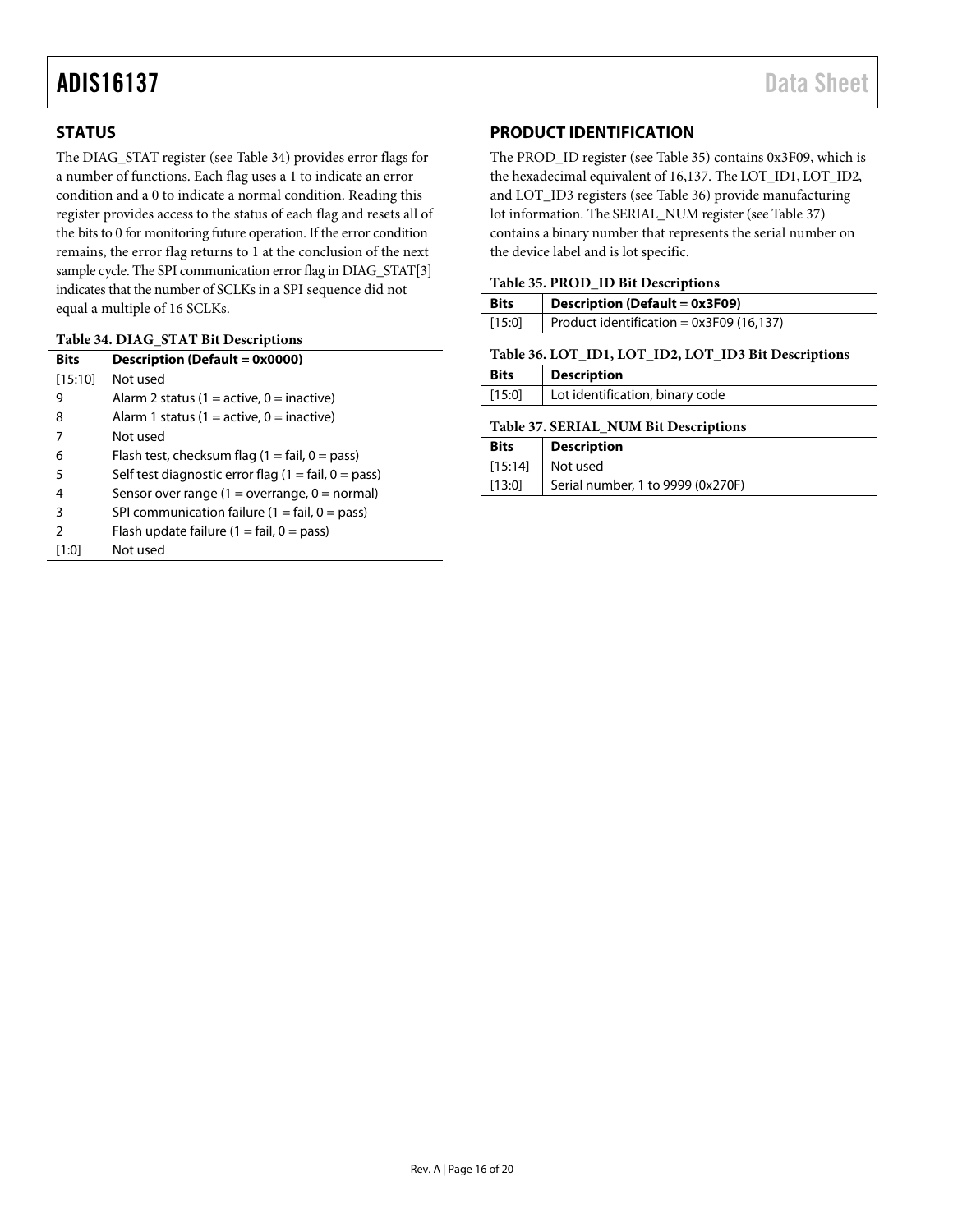## STATUS

The DIAG_STAT register (see Table 34) provides error flags for a number of functions. Each flag uses a 1 to indicate an error condition and a 0 to indicate a normal condition. Reading this register provides access to the status of each flag and resets all of the bits to 0 for monitoring future operation. If the error condition remains, the error flag returns to 1 at the conclusion of the next sample cycle. The SPI communication error flag in DIAG_STAT[3] indicates that the number of SCLKs in a SPI sequence did not equal a multiple of 16 SCLKs.

**Table 34. DIAG_STAT Bit Descriptions**

| Bits | Description (Default = 0x0000) |
|---|---|
| [15:10] | Not used |
| 9 | Alarm 2 status (1 = active, 0 = inactive) |
| 8 | Alarm 1 status (1 = active, 0 = inactive) |
| 7 | Not used |
| 6 | Flash test, checksum flag (1 = fail, 0 = pass) |
| 5 | Self test diagnostic error flag (1 = fail, 0 = pass) |
| 4 | Sensor over range (1 = overrange, 0 = normal) |
| 3 | SPI communication failure (1 = fail, 0 = pass) |
| 2 | Flash update failure (1 = fail, 0 = pass) |
| [1:0] | Not used |

## PRODUCT IDENTIFICATION

The PROD_ID register (see Table 35) contains 0x3F09, which is the hexadecimal equivalent of 16,137. The LOT_ID1, LOT_ID2, and LOT_ID3 registers (see Table 36) provide manufacturing lot information. The SERIAL_NUM register (see Table 37) contains a binary number that represents the serial number on the device label and is lot specific.

**Table 35. PROD_ID Bit Descriptions**

| Bits | Description (Default = 0x3F09) |
|---|---|
| [15:0] | Product identification = 0x3F09 (16,137) |

**Table 36. LOT_ID1, LOT_ID2, LOT_ID3 Bit Descriptions**

| Bits | Description |
|---|---|
| [15:0] | Lot identification, binary code |

**Table 37. SERIAL_NUM Bit Descriptions**

| Bits | Description |
|---|---|
| [15:14] | Not used |
| [13:0] | Serial number, 1 to 9999 (0x270F) |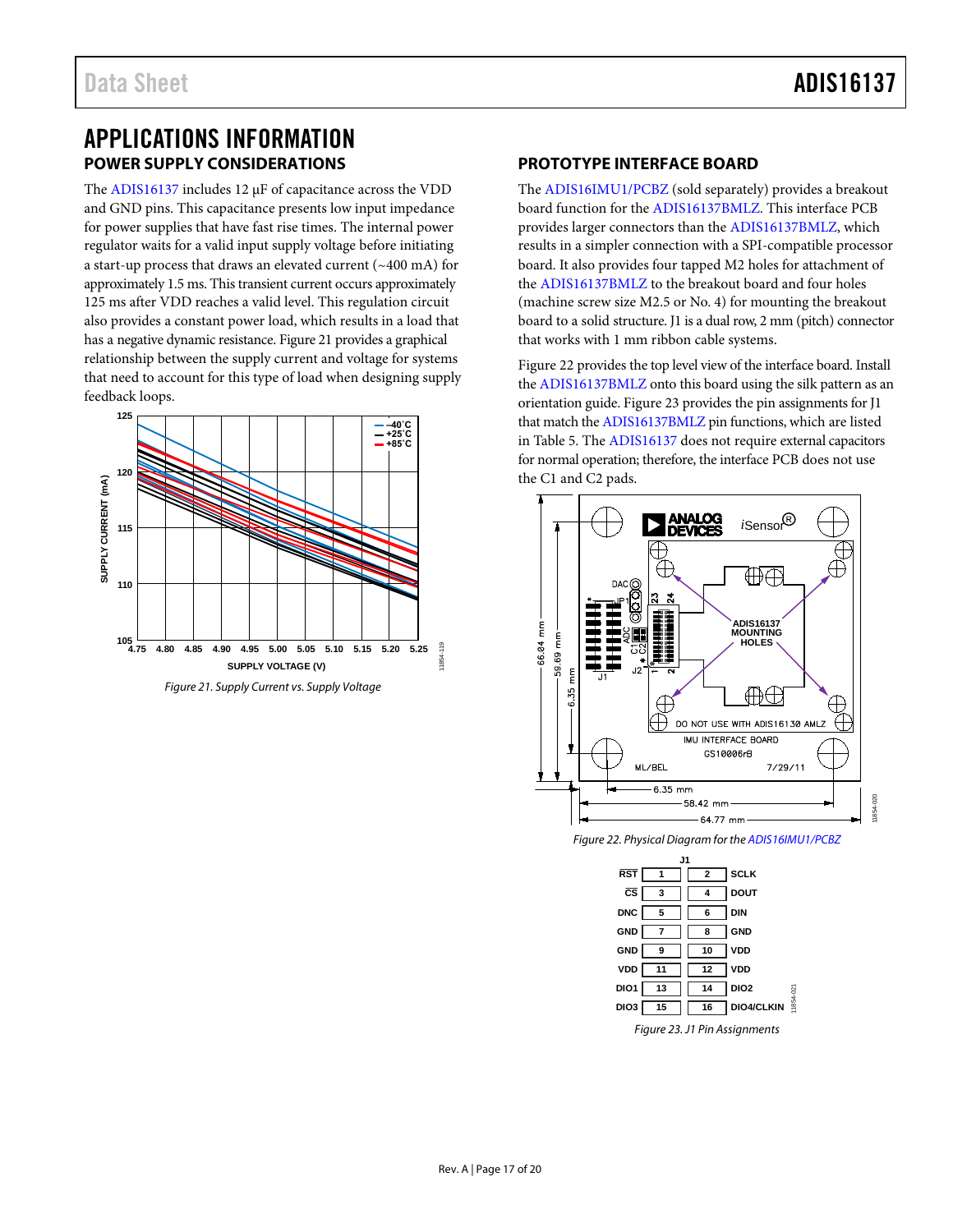# APPLICATIONS INFORMATION

## POWER SUPPLY CONSIDERATIONS

The ADIS16137 includes 12 µF of capacitance across the VDD and GND pins. This capacitance presents low input impedance for power supplies that have fast rise times. The internal power regulator waits for a valid input supply voltage before initiating a start-up process that draws an elevated current (~400 mA) for approximately 1.5 ms. This transient current occurs approximately 125 ms after VDD reaches a valid level. This regulation circuit also provides a constant power load, which results in a load that has a negative dynamic resistance. Figure 21 provides a graphical relationship between the supply current and voltage for systems that need to account for this type of load when designing supply feedback loops.

*Figure 21. Supply Current vs. Supply Voltage*

## PROTOTYPE INTERFACE BOARD

The ADIS16IMU1/PCBZ (sold separately) provides a breakout board function for the ADIS16137BMLZ. This interface PCB provides larger connectors than the ADIS16137BMLZ, which results in a simpler connection with a SPI-compatible processor board. It also provides four tapped M2 holes for attachment of the ADIS16137BMLZ to the breakout board and four holes (machine screw size M2.5 or No. 4) for mounting the breakout board to a solid structure. J1 is a dual row, 2 mm (pitch) connector that works with 1 mm ribbon cable systems.

Figure 22 provides the top level view of the interface board. Install the ADIS16137BMLZ onto this board using the silk pattern as an orientation guide. Figure 23 provides the pin assignments for J1 that match the ADIS16137BMLZ pin functions, which are listed in Table 5. The ADIS16137 does not require external capacitors for normal operation; therefore, the interface PCB does not use the C1 and C2 pads.

*Figure 22. Physical Diagram for the ADIS16IMU1/PCBZ*

| Signal | Pin | Pin | Signal |
|---|---|---|---|
| $\overline{RST}$ | 1 | 2 | SCLK |
| $\overline{CS}$ | 3 | 4 | DOUT |
| DNC | 5 | 6 | DIN |
| GND | 7 | 8 | GND |
| GND | 9 | 10 | VDD |
| VDD | 11 | 12 | VDD |
| DIO1 | 13 | 14 | DIO2 |
| DIO3 | 15 | 16 | DIO4/CLKIN |

*Figure 23. J1 Pin Assignments*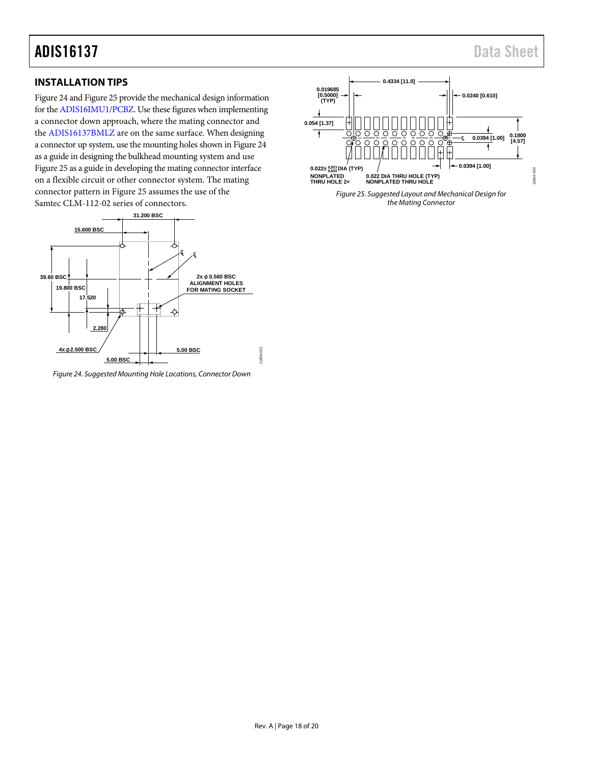## INSTALLATION TIPS

Figure 24 and Figure 25 provide the mechanical design information for the ADIS16IMU1/PCBZ. Use these figures when implementing a connector down approach, where the mating connector and the ADIS16137BMLZ are on the same surface. When designing a connector up system, use the mounting holes shown in Figure 24 as a guide in designing the bulkhead mounting system and use Figure 25 as a guide in developing the mating connector interface on a flexible circuit or other connector system. The mating connector pattern in Figure 25 assumes the use of the Samtec CLM-112-02 series of connectors.

Figure 24. Suggested Mounting Hole Locations, Connector Down

Figure 25. Suggested Layout and Mechanical Design for the Mating Connector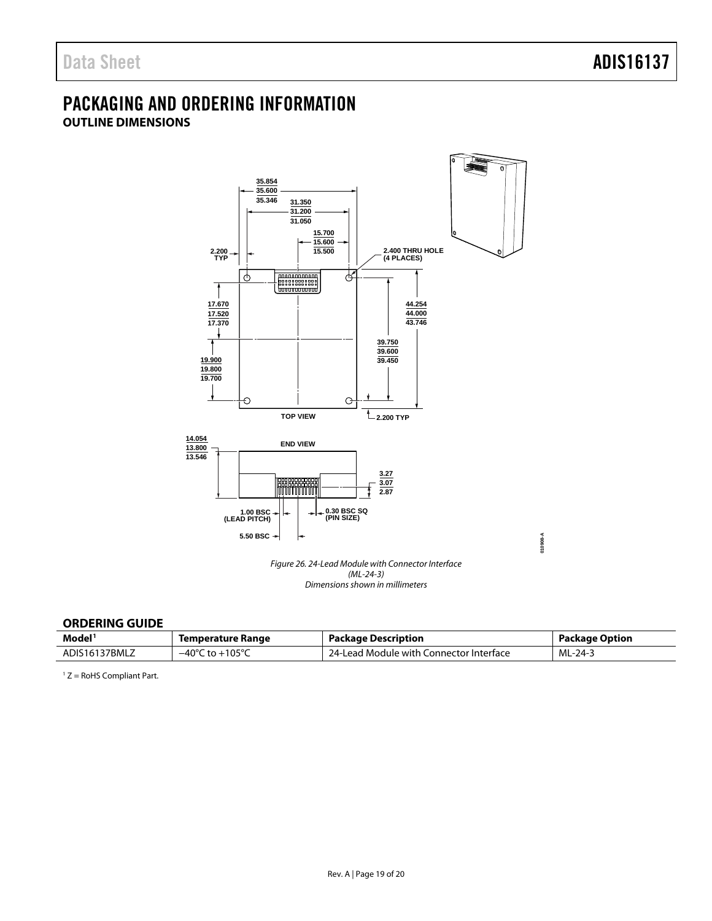# PACKAGING AND ORDERING INFORMATION

## OUTLINE DIMENSIONS

*Figure 26. 24-Lead Module with Connector Interface (ML-24-3) Dimensions shown in millimeters*

## ORDERING GUIDE

| Model[1] | Temperature Range | Package Description | Package Option |
|---|---|---|---|
| ADIS16137BMLZ | −40°C to +105°C | 24-Lead Module with Connector Interface | ML-24-3 |

[1] Z = RoHS Compliant Part.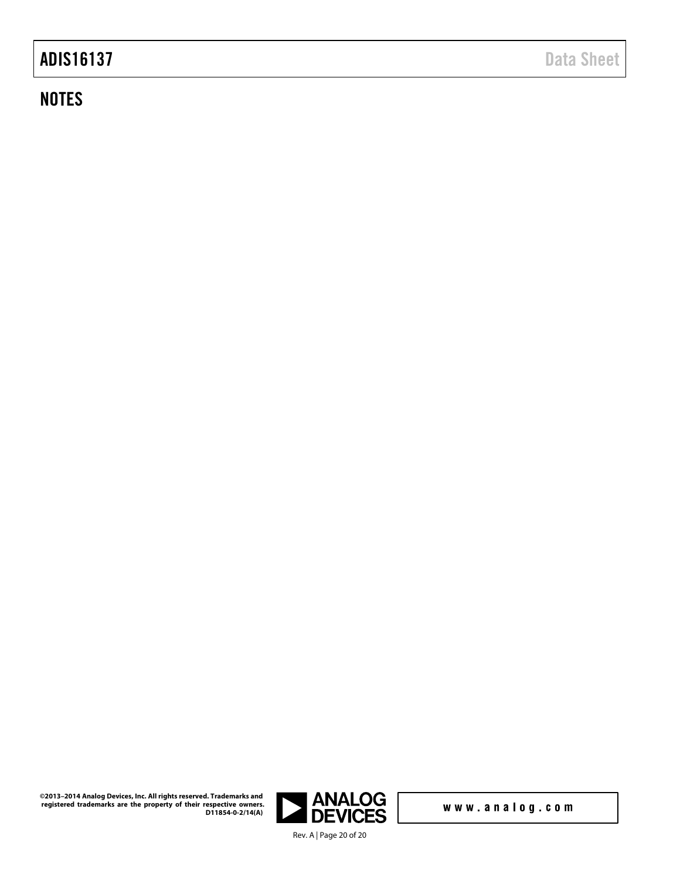## NOTES

©2013–2014 Analog Devices, Inc. All rights reserved. Trademarks and registered trademarks are the property of their respective owners. D11854-0-2/14(A)

www.analog.com